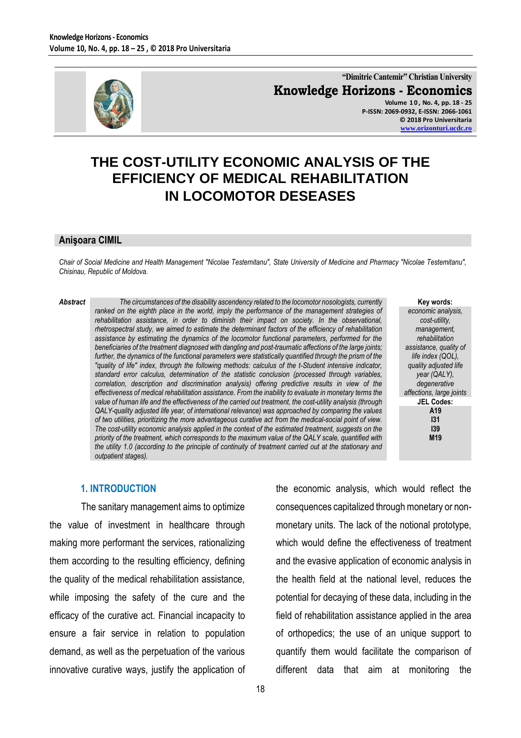"Dimitrie Cantemir" Christian University

**Knowledge Horizons - Economics**

Volume 10, No. 4, pp. 18 - 25
P-ISSN: 2069-0932, E-ISSN: 2066-1061
© 2018 Pro Universitaria
www.orizonturi.ucdc.ro

# THE COST-UTILITY ECONOMIC ANALYSIS OF THE EFFICIENCY OF MEDICAL REHABILITATION IN LOCOMOTOR DESEASES

**Anişoara CIMIL**

*Chair of Social Medicine and Health Management "Nicolae Testemitanu", State University of Medicine and Pharmacy "Nicolae Testemitanu", Chisinau, Republic of Moldova.*

***Abstract*** *The circumstances of the disability ascendency related to the locomotor nosologists, currently ranked on the eighth place in the world, imply the performance of the management strategies of rehabilitation assistance, in order to diminish their impact on society. In the observational, rhetrospectral study, we aimed to estimate the determinant factors of the efficiency of rehabilitation assistance by estimating the dynamics of the locomotor functional parameters, performed for the beneficiaries of the treatment diagnosed with dangling and post-traumatic affections of the large joints; further, the dynamics of the functional parameters were statistically quantified through the prism of the "quality of life" index, through the following methods: calculus of the t-Student intensive indicator, standard error calculus, determination of the statistic conclusion (processed through variables, correlation, description and discrimination analysis) offering predictive results in view of the effectiveness of medical rehabilitation assistance. From the inability to evaluate in monetary terms the value of human life and the effectiveness of the carried out treatment, the cost-utility analysis (through QALY-quality adjusted life year, of international relevance) was approached by comparing the values of two utilities, prioritizing the more advantageous curative act from the medical-social point of view. The cost-utility economic analysis applied in the context of the estimated treatment, suggests on the priority of the treatment, which corresponds to the maximum value of the QALY scale, quantified with the utility 1.0 (according to the principle of continuity of treatment carried out at the stationary and outpatient stages).*

**Key words:** *economic analysis, cost-utility, management, rehabilitation assistance, quality of life index (QOL), quality adjusted life year (QALY), degenerative affections, large joints*

**JEL Codes:** **A19, I31, I39, M19**

## 1. INTRODUCTION

The sanitary management aims to optimize the value of investment in healthcare through making more performant the services, rationalizing them according to the resulting efficiency, defining the quality of the medical rehabilitation assistance, while imposing the safety of the cure and the efficacy of the curative act. Financial incapacity to ensure a fair service in relation to population demand, as well as the perpetuation of the various innovative curative ways, justify the application of the economic analysis, which would reflect the consequences capitalized through monetary or non-monetary units. The lack of the notional prototype, which would define the effectiveness of treatment and the evasive application of economic analysis in the health field at the national level, reduces the potential for decaying of these data, including in the field of rehabilitation assistance applied in the area of orthopedics; the use of an unique support to quantify them would facilitate the comparison of different data that aim at monitoring the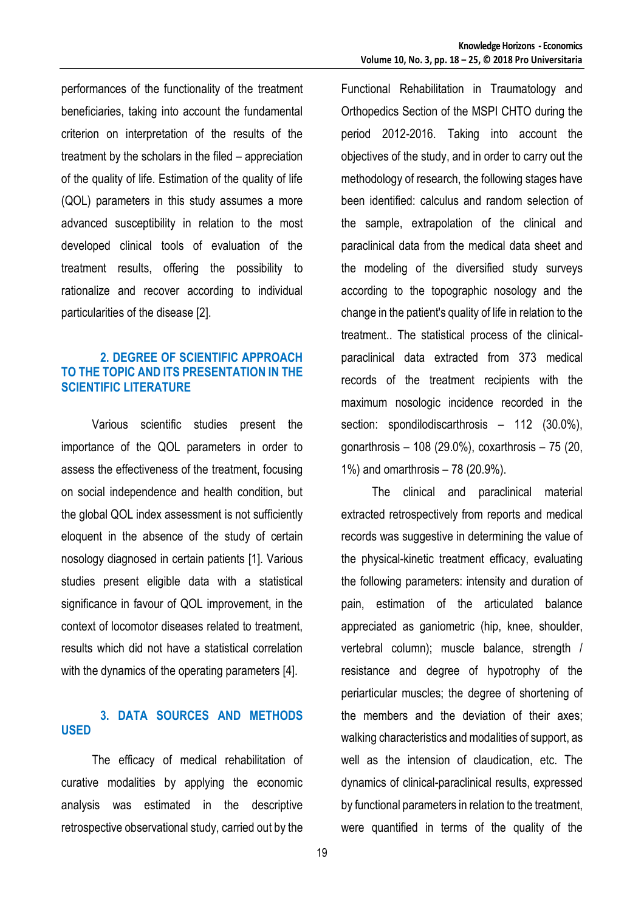performances of the functionality of the treatment beneficiaries, taking into account the fundamental criterion on interpretation of the results of the treatment by the scholars in the filed – appreciation of the quality of life. Estimation of the quality of life (QOL) parameters in this study assumes a more advanced susceptibility in relation to the most developed clinical tools of evaluation of the treatment results, offering the possibility to rationalize and recover according to individual particularities of the disease [2].

## 2. DEGREE OF SCIENTIFIC APPROACH TO THE TOPIC AND ITS PRESENTATION IN THE SCIENTIFIC LITERATURE

Various scientific studies present the importance of the QOL parameters in order to assess the effectiveness of the treatment, focusing on social independence and health condition, but the global QOL index assessment is not sufficiently eloquent in the absence of the study of certain nosology diagnosed in certain patients [1]. Various studies present eligible data with a statistical significance in favour of QOL improvement, in the context of locomotor diseases related to treatment, results which did not have a statistical correlation with the dynamics of the operating parameters [4].

## 3. DATA SOURCES AND METHODS USED

The efficacy of medical rehabilitation of curative modalities by applying the economic analysis was estimated in the descriptive retrospective observational study, carried out by the Functional Rehabilitation in Traumatology and Orthopedics Section of the MSPI CHTO during the period 2012-2016. Taking into account the objectives of the study, and in order to carry out the methodology of research, the following stages have been identified: calculus and random selection of the sample, extrapolation of the clinical and paraclinical data from the medical data sheet and the modeling of the diversified study surveys according to the topographic nosology and the change in the patient's quality of life in relation to the treatment.. The statistical process of the clinical-paraclinical data extracted from 373 medical records of the treatment recipients with the maximum nosologic incidence recorded in the section: spondilodiscarthrosis – 112 (30.0%), gonarthrosis – 108 (29.0%), coxarthrosis – 75 (20, 1%) and omarthrosis – 78 (20.9%).

The clinical and paraclinical material extracted retrospectively from reports and medical records was suggestive in determining the value of the physical-kinetic treatment efficacy, evaluating the following parameters: intensity and duration of pain, estimation of the articulated balance appreciated as ganiometric (hip, knee, shoulder, vertebral column); muscle balance, strength / resistance and degree of hypotrophy of the periarticular muscles; the degree of shortening of the members and the deviation of their axes; walking characteristics and modalities of support, as well as the intension of claudication, etc. The dynamics of clinical-paraclinical results, expressed by functional parameters in relation to the treatment, were quantified in terms of the quality of the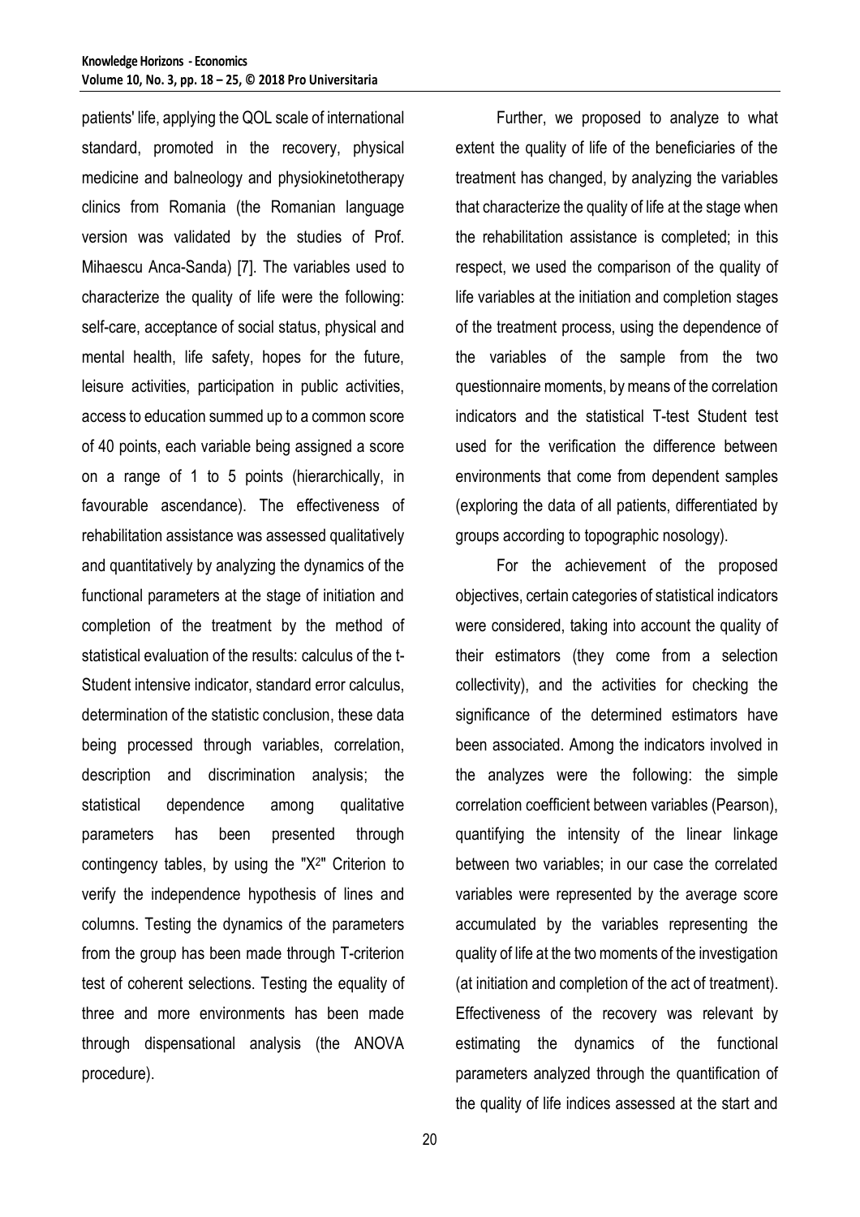patients' life, applying the QOL scale of international standard, promoted in the recovery, physical medicine and balneology and physiokinetotherapy clinics from Romania (the Romanian language version was validated by the studies of Prof. Mihaescu Anca-Sanda) [7]. The variables used to characterize the quality of life were the following: self-care, acceptance of social status, physical and mental health, life safety, hopes for the future, leisure activities, participation in public activities, access to education summed up to a common score of 40 points, each variable being assigned a score on a range of 1 to 5 points (hierarchically, in favourable ascendance). The effectiveness of rehabilitation assistance was assessed qualitatively and quantitatively by analyzing the dynamics of the functional parameters at the stage of initiation and completion of the treatment by the method of statistical evaluation of the results: calculus of the t-Student intensive indicator, standard error calculus, determination of the statistic conclusion, these data being processed through variables, correlation, description and discrimination analysis; the statistical dependence among qualitative parameters has been presented through contingency tables, by using the "$X^2$" Criterion to verify the independence hypothesis of lines and columns. Testing the dynamics of the parameters from the group has been made through T-criterion test of coherent selections. Testing the equality of three and more environments has been made through dispensational analysis (the ANOVA procedure).

Further, we proposed to analyze to what extent the quality of life of the beneficiaries of the treatment has changed, by analyzing the variables that characterize the quality of life at the stage when the rehabilitation assistance is completed; in this respect, we used the comparison of the quality of life variables at the initiation and completion stages of the treatment process, using the dependence of the variables of the sample from the two questionnaire moments, by means of the correlation indicators and the statistical T-test Student test used for the verification the difference between environments that come from dependent samples (exploring the data of all patients, differentiated by groups according to topographic nosology).

For the achievement of the proposed objectives, certain categories of statistical indicators were considered, taking into account the quality of their estimators (they come from a selection collectivity), and the activities for checking the significance of the determined estimators have been associated. Among the indicators involved in the analyzes were the following: the simple correlation coefficient between variables (Pearson), quantifying the intensity of the linear linkage between two variables; in our case the correlated variables were represented by the average score accumulated by the variables representing the quality of life at the two moments of the investigation (at initiation and completion of the act of treatment). Effectiveness of the recovery was relevant by estimating the dynamics of the functional parameters analyzed through the quantification of the quality of life indices assessed at the start and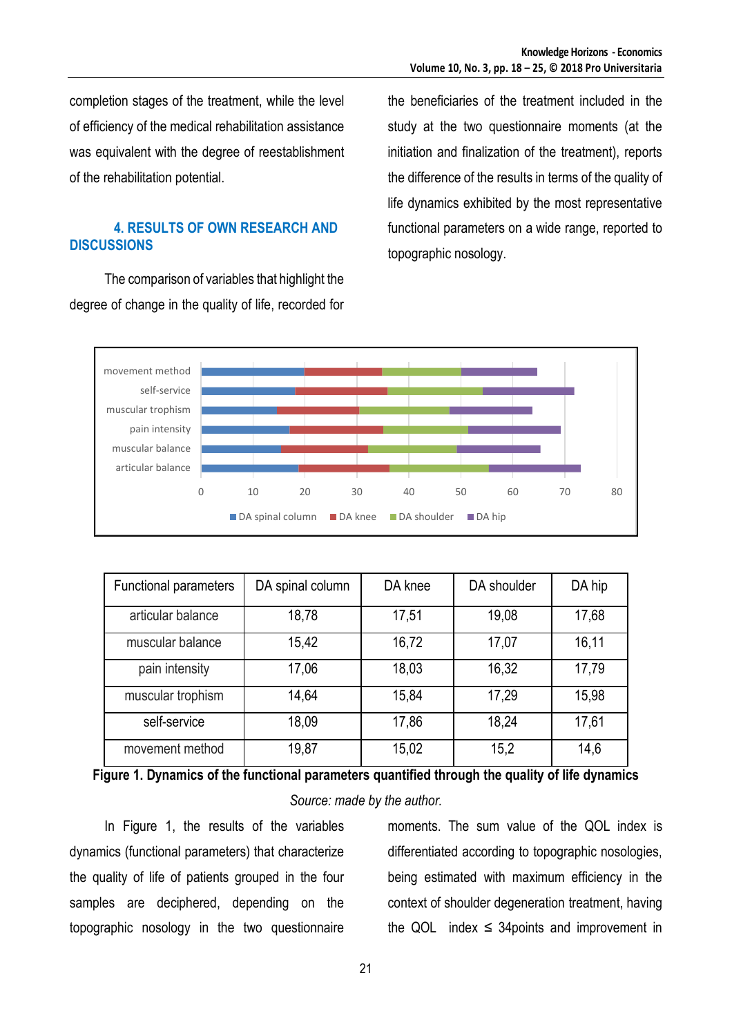completion stages of the treatment, while the level of efficiency of the medical rehabilitation assistance was equivalent with the degree of reestablishment of the rehabilitation potential.

## 4. RESULTS OF OWN RESEARCH AND DISCUSSIONS

The comparison of variables that highlight the degree of change in the quality of life, recorded for the beneficiaries of the treatment included in the study at the two questionnaire moments (at the initiation and finalization of the treatment), reports the difference of the results in terms of the quality of life dynamics exhibited by the most representative functional parameters on a wide range, reported to topographic nosology.

| Functional parameters | DA spinal column | DA knee | DA shoulder | DA hip |
|---|---|---|---|---|
| articular balance | 18,78 | 17,51 | 19,08 | 17,68 |
| muscular balance | 15,42 | 16,72 | 17,07 | 16,11 |
| pain intensity | 17,06 | 18,03 | 16,32 | 17,79 |
| muscular trophism | 14,64 | 15,84 | 17,29 | 15,98 |
| self-service | 18,09 | 17,86 | 18,24 | 17,61 |
| movement method | 19,87 | 15,02 | 15,2 | 14,6 |

**Figure 1. Dynamics of the functional parameters quantified through the quality of life dynamics**

*Source: made by the author.*

In Figure 1, the results of the variables dynamics (functional parameters) that characterize the quality of life of patients grouped in the four samples are deciphered, depending on the topographic nosology in the two questionnaire moments. The sum value of the QOL index is differentiated according to topographic nosologies, being estimated with maximum efficiency in the context of shoulder degeneration treatment, having the QOL index ≤ 34points and improvement in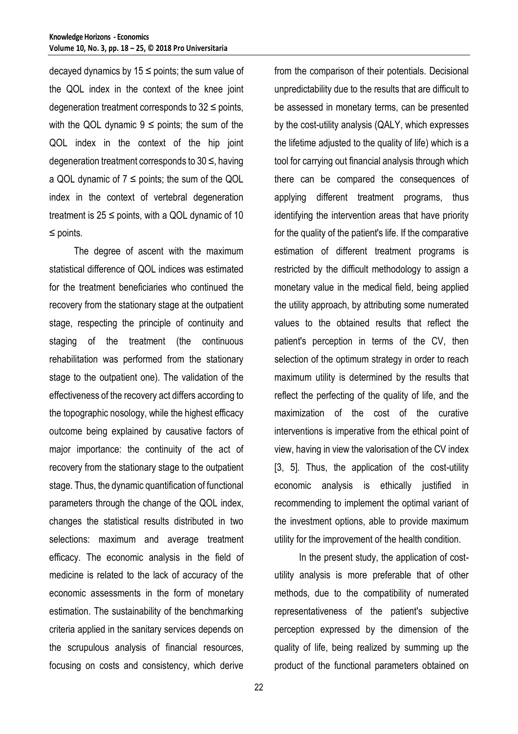decayed dynamics by 15 ≤ points; the sum value of the QOL index in the context of the knee joint degeneration treatment corresponds to 32 ≤ points, with the QOL dynamic 9 ≤ points; the sum of the QOL index in the context of the hip joint degeneration treatment corresponds to 30 ≤, having a QOL dynamic of 7 ≤ points; the sum of the QOL index in the context of vertebral degeneration treatment is 25 ≤ points, with a QOL dynamic of 10 ≤ points.

The degree of ascent with the maximum statistical difference of QOL indices was estimated for the treatment beneficiaries who continued the recovery from the stationary stage at the outpatient stage, respecting the principle of continuity and staging of the treatment (the continuous rehabilitation was performed from the stationary stage to the outpatient one). The validation of the effectiveness of the recovery act differs according to the topographic nosology, while the highest efficacy outcome being explained by causative factors of major importance: the continuity of the act of recovery from the stationary stage to the outpatient stage. Thus, the dynamic quantification of functional parameters through the change of the QOL index, changes the statistical results distributed in two selections: maximum and average treatment efficacy. The economic analysis in the field of medicine is related to the lack of accuracy of the economic assessments in the form of monetary estimation. The sustainability of the benchmarking criteria applied in the sanitary services depends on the scrupulous analysis of financial resources, focusing on costs and consistency, which derive from the comparison of their potentials. Decisional unpredictability due to the results that are difficult to be assessed in monetary terms, can be presented by the cost-utility analysis (QALY, which expresses the lifetime adjusted to the quality of life) which is a tool for carrying out financial analysis through which there can be compared the consequences of applying different treatment programs, thus identifying the intervention areas that have priority for the quality of the patient's life. If the comparative estimation of different treatment programs is restricted by the difficult methodology to assign a monetary value in the medical field, being applied the utility approach, by attributing some numerated values to the obtained results that reflect the patient's perception in terms of the CV, then selection of the optimum strategy in order to reach maximum utility is determined by the results that reflect the perfecting of the quality of life, and the maximization of the cost of the curative interventions is imperative from the ethical point of view, having in view the valorisation of the CV index [3, 5]. Thus, the application of the cost-utility economic analysis is ethically justified in recommending to implement the optimal variant of the investment options, able to provide maximum utility for the improvement of the health condition.

In the present study, the application of cost-utility analysis is more preferable that of other methods, due to the compatibility of numerated representativeness of the patient's subjective perception expressed by the dimension of the quality of life, being realized by summing up the product of the functional parameters obtained on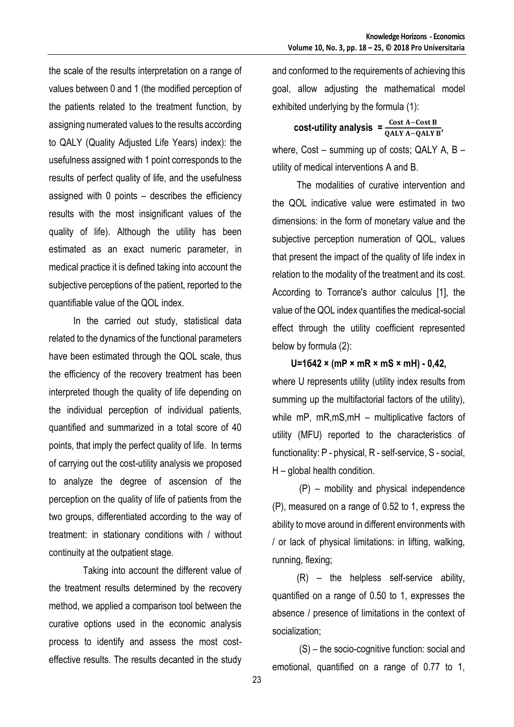the scale of the results interpretation on a range of values between 0 and 1 (the modified perception of the patients related to the treatment function, by assigning numerated values to the results according to QALY (Quality Adjusted Life Years) index): the usefulness assigned with 1 point corresponds to the results of perfect quality of life, and the usefulness assigned with 0 points – describes the efficiency results with the most insignificant values of the quality of life). Although the utility has been estimated as an exact numeric parameter, in medical practice it is defined taking into account the subjective perceptions of the patient, reported to the quantifiable value of the QOL index.

In the carried out study, statistical data related to the dynamics of the functional parameters have been estimated through the QOL scale, thus the efficiency of the recovery treatment has been interpreted though the quality of life depending on the individual perception of individual patients, quantified and summarized in a total score of 40 points, that imply the perfect quality of life. In terms of carrying out the cost-utility analysis we proposed to analyze the degree of ascension of the perception on the quality of life of patients from the two groups, differentiated according to the way of treatment: in stationary conditions with / without continuity at the outpatient stage.

Taking into account the different value of the treatment results determined by the recovery method, we applied a comparison tool between the curative options used in the economic analysis process to identify and assess the most cost-effective results. The results decanted in the study and conformed to the requirements of achieving this goal, allow adjusting the mathematical model exhibited underlying by the formula (1):

$$\textbf{cost-utility analysis} = \frac{\text{Cost A} - \text{Cost B}}{\text{QALY A} - \text{QALY B}},$$

where, Cost – summing up of costs; QALY A, B – utility of medical interventions A and B.

The modalities of curative intervention and the QOL indicative value were estimated in two dimensions: in the form of monetary value and the subjective perception numeration of QOL, values that present the impact of the quality of life index in relation to the modality of the treatment and its cost. According to Torrance's author calculus [1], the value of the QOL index quantifies the medical-social effect through the utility coefficient represented below by formula (2):

$$\mathbf{U = 1642 \times (mP \times mR \times mS \times mH) - 0,42,}$$

where U represents utility (utility index results from summing up the multifactorial factors of the utility), while mP, mR, mS, mH – multiplicative factors of utility (MFU) reported to the characteristics of functionality: P - physical, R - self-service, S - social, H – global health condition.

(P) – mobility and physical independence (P), measured on a range of 0.52 to 1, express the ability to move around in different environments with / or lack of physical limitations: in lifting, walking, running, flexing;

(R) – the helpless self-service ability, quantified on a range of 0.50 to 1, expresses the absence / presence of limitations in the context of socialization;

(S) – the socio-cognitive function: social and emotional, quantified on a range of 0.77 to 1,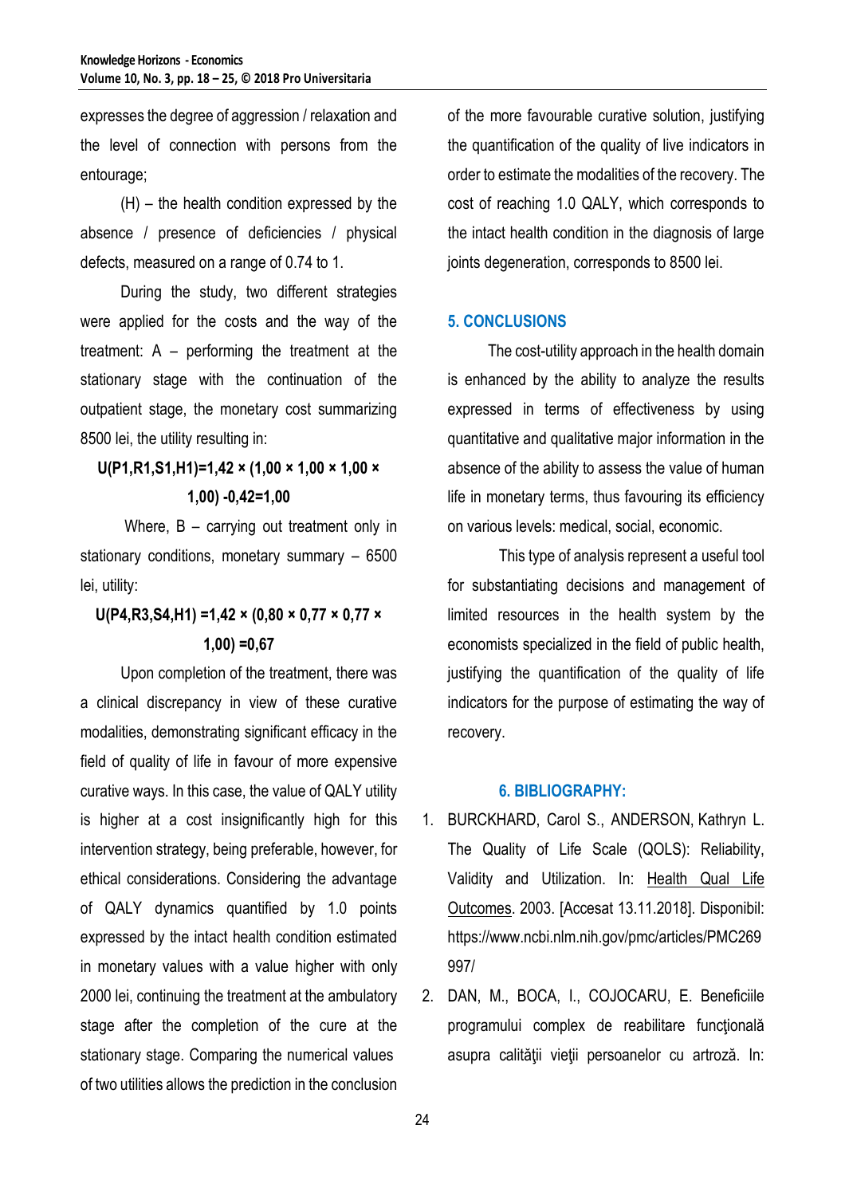expresses the degree of aggression / relaxation and the level of connection with persons from the entourage;

(H) – the health condition expressed by the absence / presence of deficiencies / physical defects, measured on a range of 0.74 to 1.

During the study, two different strategies were applied for the costs and the way of the treatment: A – performing the treatment at the stationary stage with the continuation of the outpatient stage, the monetary cost summarizing 8500 lei, the utility resulting in:

$$U(P1,R1,S1,H1)=1{,}42 \times (1{,}00 \times 1{,}00 \times 1{,}00 \times 1{,}00) -0{,}42=1{,}00$$

Where, B – carrying out treatment only in stationary conditions, monetary summary – 6500 lei, utility:

$$U(P4,R3,S4,H1) =1{,}42 \times (0{,}80 \times 0{,}77 \times 0{,}77 \times 1{,}00) =0{,}67$$

Upon completion of the treatment, there was a clinical discrepancy in view of these curative modalities, demonstrating significant efficacy in the field of quality of life in favour of more expensive curative ways. In this case, the value of QALY utility is higher at a cost insignificantly high for this intervention strategy, being preferable, however, for ethical considerations. Considering the advantage of QALY dynamics quantified by 1.0 points expressed by the intact health condition estimated in monetary values with a value higher with only 2000 lei, continuing the treatment at the ambulatory stage after the completion of the cure at the stationary stage. Comparing the numerical values of two utilities allows the prediction in the conclusion of the more favourable curative solution, justifying the quantification of the quality of live indicators in order to estimate the modalities of the recovery. The cost of reaching 1.0 QALY, which corresponds to the intact health condition in the diagnosis of large joints degeneration, corresponds to 8500 lei.

## 5. CONCLUSIONS

The cost-utility approach in the health domain is enhanced by the ability to analyze the results expressed in terms of effectiveness by using quantitative and qualitative major information in the absence of the ability to assess the value of human life in monetary terms, thus favouring its efficiency on various levels: medical, social, economic.

This type of analysis represent a useful tool for substantiating decisions and management of limited resources in the health system by the economists specialized in the field of public health, justifying the quantification of the quality of life indicators for the purpose of estimating the way of recovery.

## 6. BIBLIOGRAPHY:

1. BURCKHARD, Carol S., ANDERSON, Kathryn L. The Quality of Life Scale (QOLS): Reliability, Validity and Utilization. In: Health Qual Life Outcomes. 2003. [Accesat 13.11.2018]. Disponibil: https://www.ncbi.nlm.nih.gov/pmc/articles/PMC269997/
2. DAN, M., BOCA, I., COJOCARU, E. Beneficiile programului complex de reabilitare funcţională asupra calităţii vieţii persoanelor cu artroză. In: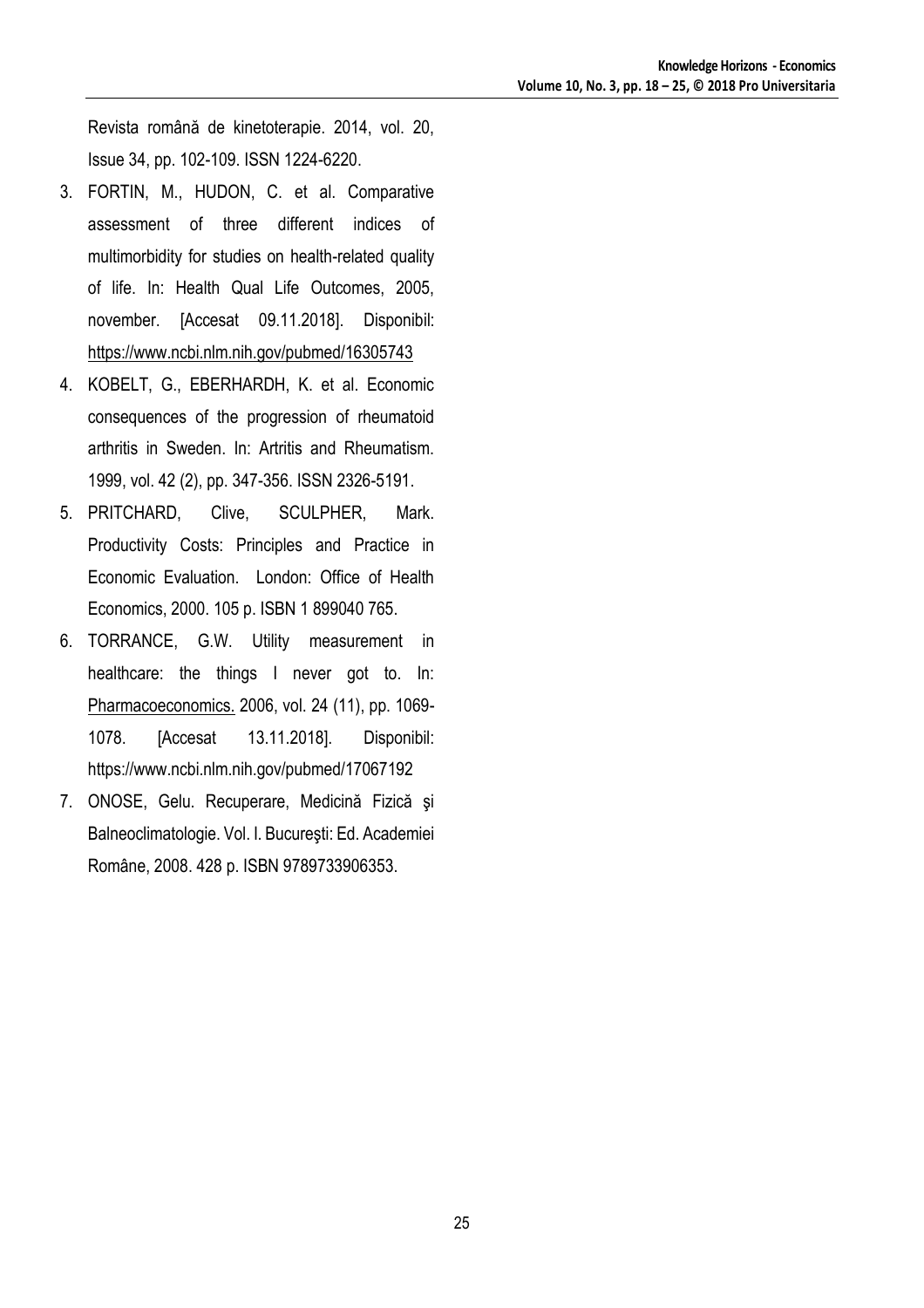Revista română de kinetoterapie. 2014, vol. 20, Issue 34, pp. 102-109. ISSN 1224-6220.

3. FORTIN, M., HUDON, C. et al. Comparative assessment of three different indices of multimorbidity for studies on health-related quality of life. In: Health Qual Life Outcomes, 2005, november. [Accesat 09.11.2018]. Disponibil: https://www.ncbi.nlm.nih.gov/pubmed/16305743
4. KOBELT, G., EBERHARDH, K. et al. Economic consequences of the progression of rheumatoid arthritis in Sweden. In: Artritis and Rheumatism. 1999, vol. 42 (2), pp. 347-356. ISSN 2326-5191.
5. PRITCHARD, Clive, SCULPHER, Mark. Productivity Costs: Principles and Practice in Economic Evaluation. London: Office of Health Economics, 2000. 105 p. ISBN 1 899040 765.
6. TORRANCE, G.W. Utility measurement in healthcare: the things I never got to. In: Pharmacoeconomics. 2006, vol. 24 (11), pp. 1069-1078. [Accesat 13.11.2018]. Disponibil: https://www.ncbi.nlm.nih.gov/pubmed/17067192
7. ONOSE, Gelu. Recuperare, Medicină Fizică şi Balneoclimatologie. Vol. I. Bucureşti: Ed. Academiei Române, 2008. 428 p. ISBN 9789733906353.